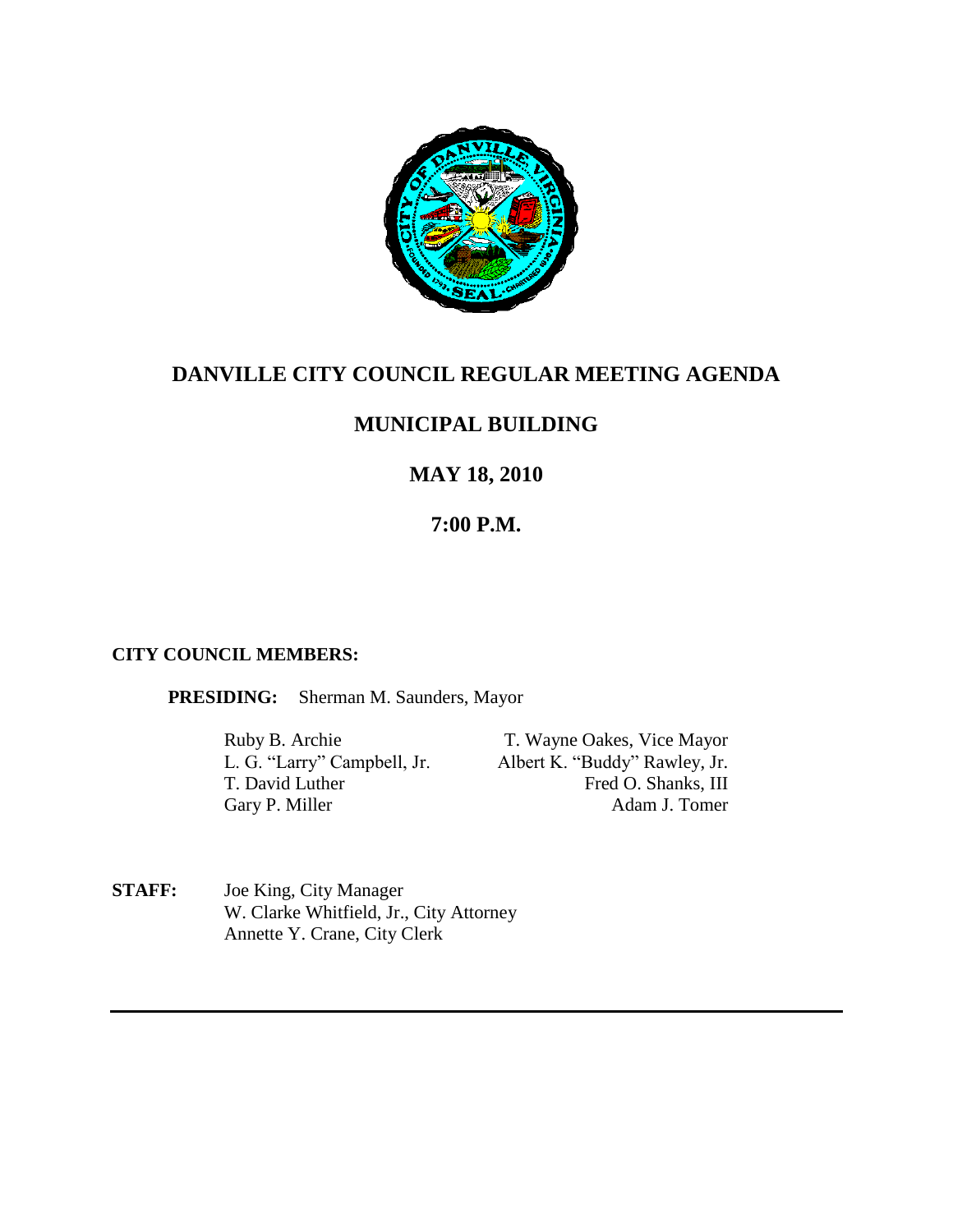# DANVILLE CITY COUNCIL REGULAR MEETING AGENDA

## MUNICIPAL BUILDING

## MAY 18, 2010

## 7:00 P.M.

**CITY COUNCIL MEMBERS:**

**PRESIDING:** Sherman M. Saunders, Mayor

| | |
|---|---|
| Ruby B. Archie | T. Wayne Oakes, Vice Mayor |
| L. G. "Larry" Campbell, Jr. | Albert K. "Buddy" Rawley, Jr. |
| T. David Luther | Fred O. Shanks, III |
| Gary P. Miller | Adam J. Tomer |

**STAFF:** Joe King, City Manager
W. Clarke Whitfield, Jr., City Attorney
Annette Y. Crane, City Clerk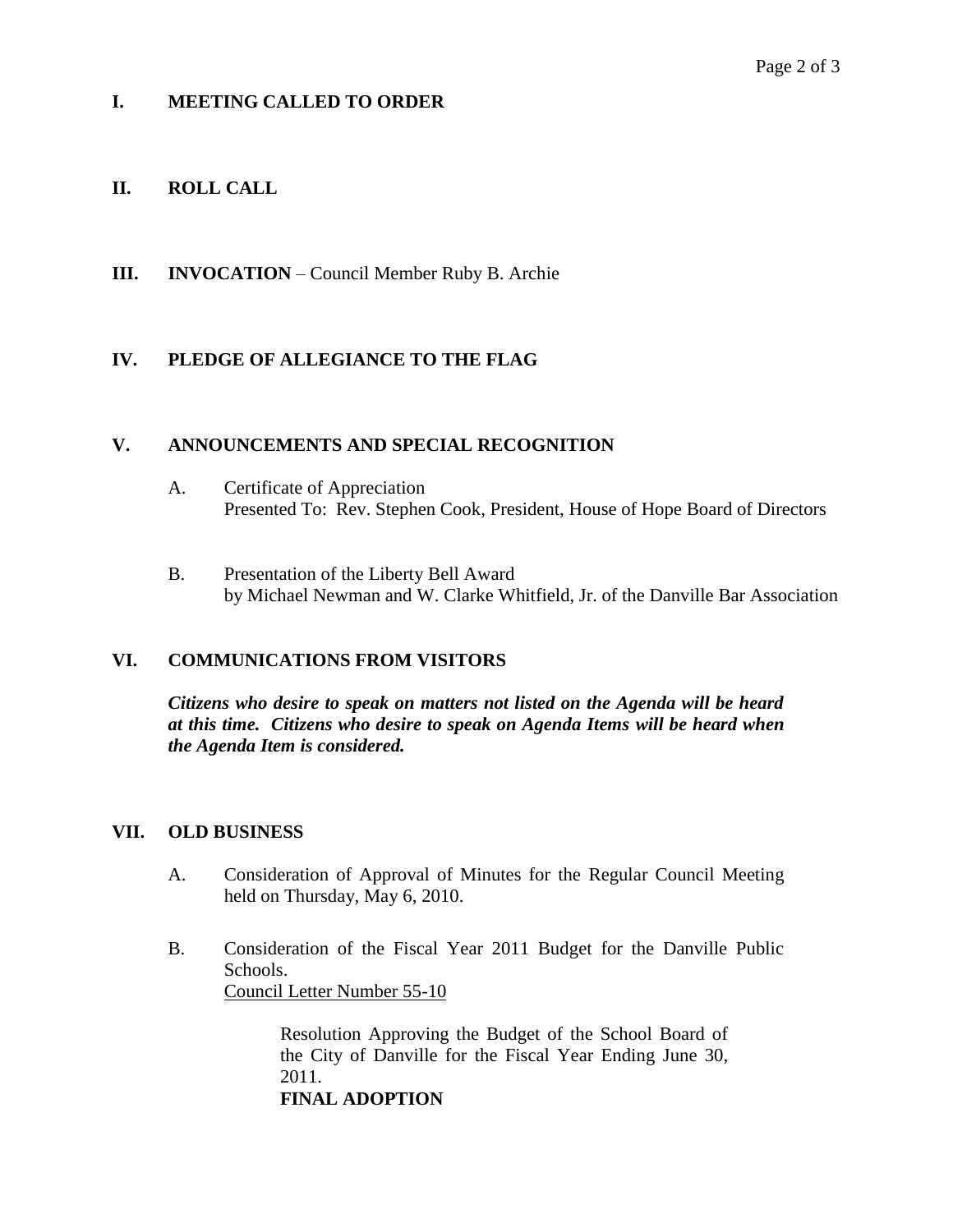## I. MEETING CALLED TO ORDER

## II. ROLL CALL

## III. INVOCATION – Council Member Ruby B. Archie

## IV. PLEDGE OF ALLEGIANCE TO THE FLAG

## V. ANNOUNCEMENTS AND SPECIAL RECOGNITION

A. Certificate of Appreciation
Presented To: Rev. Stephen Cook, President, House of Hope Board of Directors

B. Presentation of the Liberty Bell Award
by Michael Newman and W. Clarke Whitfield, Jr. of the Danville Bar Association

## VI. COMMUNICATIONS FROM VISITORS

***Citizens who desire to speak on matters not listed on the Agenda will be heard at this time. Citizens who desire to speak on Agenda Items will be heard when the Agenda Item is considered.***

## VII. OLD BUSINESS

A. Consideration of Approval of Minutes for the Regular Council Meeting held on Thursday, May 6, 2010.

B. Consideration of the Fiscal Year 2011 Budget for the Danville Public Schools.
Council Letter Number 55-10

> Resolution Approving the Budget of the School Board of the City of Danville for the Fiscal Year Ending June 30, 2011.
> **FINAL ADOPTION**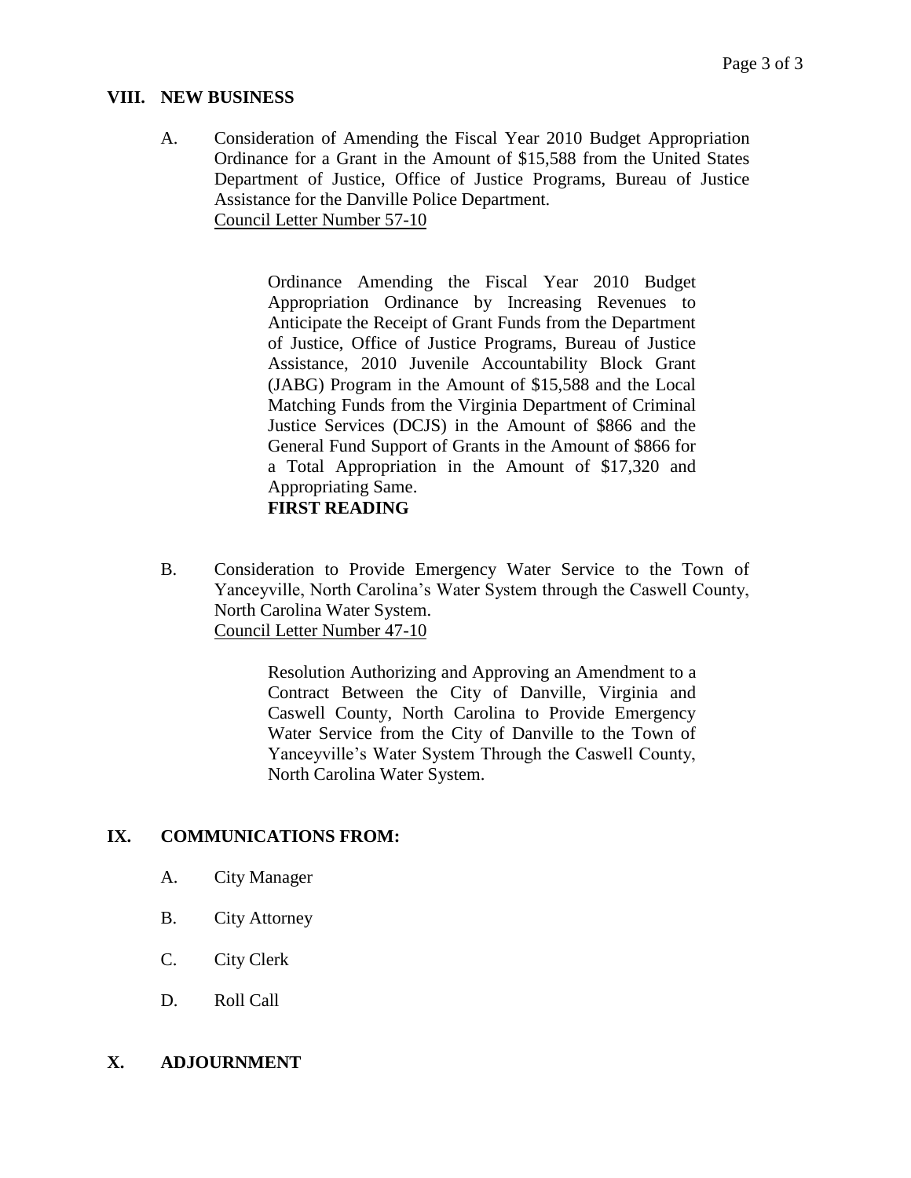## VIII. NEW BUSINESS

A. Consideration of Amending the Fiscal Year 2010 Budget Appropriation Ordinance for a Grant in the Amount of $15,588 from the United States Department of Justice, Office of Justice Programs, Bureau of Justice Assistance for the Danville Police Department.
Council Letter Number 57-10

> Ordinance Amending the Fiscal Year 2010 Budget Appropriation Ordinance by Increasing Revenues to Anticipate the Receipt of Grant Funds from the Department of Justice, Office of Justice Programs, Bureau of Justice Assistance, 2010 Juvenile Accountability Block Grant (JABG) Program in the Amount of $15,588 and the Local Matching Funds from the Virginia Department of Criminal Justice Services (DCJS) in the Amount of $866 and the General Fund Support of Grants in the Amount of $866 for a Total Appropriation in the Amount of $17,320 and Appropriating Same.
> **FIRST READING**

B. Consideration to Provide Emergency Water Service to the Town of Yanceyville, North Carolina's Water System through the Caswell County, North Carolina Water System.
Council Letter Number 47-10

> Resolution Authorizing and Approving an Amendment to a Contract Between the City of Danville, Virginia and Caswell County, North Carolina to Provide Emergency Water Service from the City of Danville to the Town of Yanceyville's Water System Through the Caswell County, North Carolina Water System.

## IX. COMMUNICATIONS FROM:

A. City Manager

B. City Attorney

C. City Clerk

D. Roll Call

## X. ADJOURNMENT